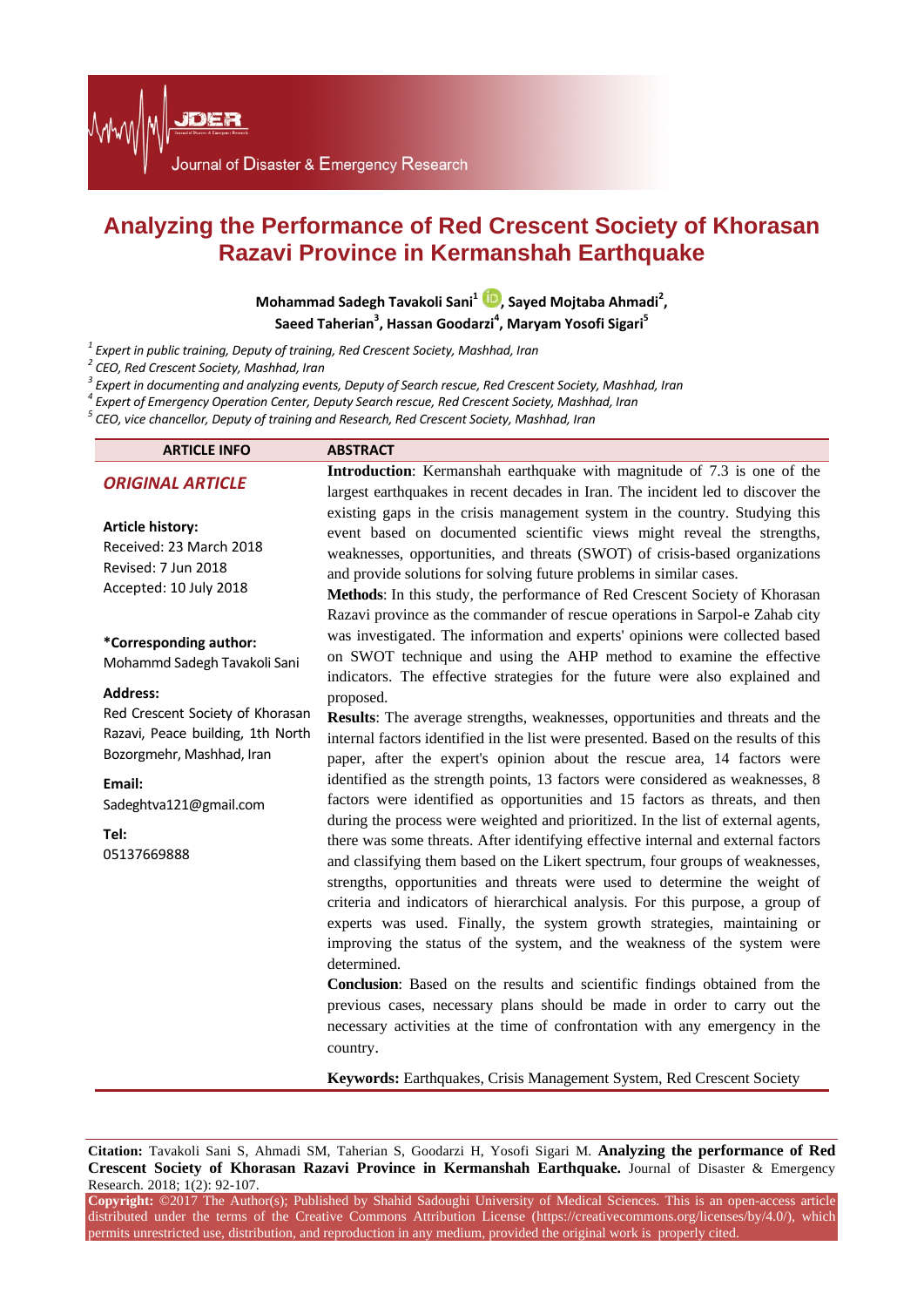# Analyzing the Performance of Red Crescent Society of Khorasan Razavi Province in Kermanshah Earthquake

**Mohammad Sadegh Tavakoli Sani[1], Sayed Mojtaba Ahmadi[2], Saeed Taherian[3], Hassan Goodarzi[4], Maryam Yosofi Sigari[5]**

*[1] Expert in public training, Deputy of training, Red Crescent Society, Mashhad, Iran*
*[2] CEO, Red Crescent Society, Mashhad, Iran*
*[3] Expert in documenting and analyzing events, Deputy of Search rescue, Red Crescent Society, Mashhad, Iran*
*[4] Expert of Emergency Operation Center, Deputy Search rescue, Red Crescent Society, Mashhad, Iran*
*[5] CEO, vice chancellor, Deputy of training and Research, Red Crescent Society, Mashhad, Iran*

**ARTICLE INFO**

***ORIGINAL ARTICLE***

**Article history:**
Received: 23 March 2018
Revised: 7 Jun 2018
Accepted: 10 July 2018

**\*Corresponding author:**
Mohammd Sadegh Tavakoli Sani

**Address:**
Red Crescent Society of Khorasan Razavi, Peace building, 1th North Bozorgmehr, Mashhad, Iran

**Email:**
Sadeghtva121@gmail.com

**Tel:**
05137669888

**ABSTRACT**

**Introduction**: Kermanshah earthquake with magnitude of 7.3 is one of the largest earthquakes in recent decades in Iran. The incident led to discover the existing gaps in the crisis management system in the country. Studying this event based on documented scientific views might reveal the strengths, weaknesses, opportunities, and threats (SWOT) of crisis-based organizations and provide solutions for solving future problems in similar cases.

**Methods**: In this study, the performance of Red Crescent Society of Khorasan Razavi province as the commander of rescue operations in Sarpol-e Zahab city was investigated. The information and experts' opinions were collected based on SWOT technique and using the AHP method to examine the effective indicators. The effective strategies for the future were also explained and proposed.

**Results**: The average strengths, weaknesses, opportunities and threats and the internal factors identified in the list were presented. Based on the results of this paper, after the expert's opinion about the rescue area, 14 factors were identified as the strength points, 13 factors were considered as weaknesses, 8 factors were identified as opportunities and 15 factors as threats, and then during the process were weighted and prioritized. In the list of external agents, there was some threats. After identifying effective internal and external factors and classifying them based on the Likert spectrum, four groups of weaknesses, strengths, opportunities and threats were used to determine the weight of criteria and indicators of hierarchical analysis. For this purpose, a group of experts was used. Finally, the system growth strategies, maintaining or improving the status of the system, and the weakness of the system were determined.

**Conclusion**: Based on the results and scientific findings obtained from the previous cases, necessary plans should be made in order to carry out the necessary activities at the time of confrontation with any emergency in the country.

**Keywords:** Earthquakes, Crisis Management System, Red Crescent Society

**Citation:** Tavakoli Sani S, Ahmadi SM, Taherian S, Goodarzi H, Yosofi Sigari M. **Analyzing the performance of Red Crescent Society of Khorasan Razavi Province in Kermanshah Earthquake.** Journal of Disaster & Emergency Research. 2018; 1(2): 92-107.

**Copyright:** ©2017 The Author(s); Published by Shahid Sadoughi University of Medical Sciences. This is an open-access article distributed under the terms of the Creative Commons Attribution License (https://creativecommons.org/licenses/by/4.0/), which permits unrestricted use, distribution, and reproduction in any medium, provided the original work is properly cited.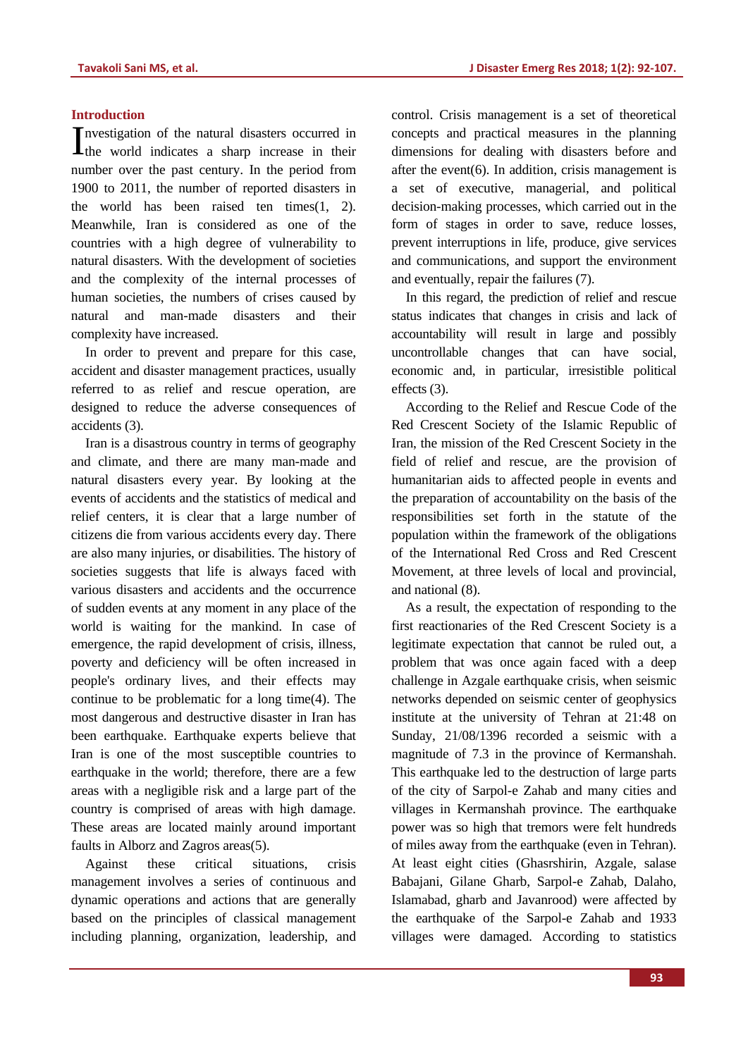## Introduction

Investigation of the natural disasters occurred in the world indicates a sharp increase in their number over the past century. In the period from 1900 to 2011, the number of reported disasters in the world has been raised ten times(1, 2). Meanwhile, Iran is considered as one of the countries with a high degree of vulnerability to natural disasters. With the development of societies and the complexity of the internal processes of human societies, the numbers of crises caused by natural and man-made disasters and their complexity have increased.

In order to prevent and prepare for this case, accident and disaster management practices, usually referred to as relief and rescue operation, are designed to reduce the adverse consequences of accidents (3).

Iran is a disastrous country in terms of geography and climate, and there are many man-made and natural disasters every year. By looking at the events of accidents and the statistics of medical and relief centers, it is clear that a large number of citizens die from various accidents every day. There are also many injuries, or disabilities. The history of societies suggests that life is always faced with various disasters and accidents and the occurrence of sudden events at any moment in any place of the world is waiting for the mankind. In case of emergence, the rapid development of crisis, illness, poverty and deficiency will be often increased in people's ordinary lives, and their effects may continue to be problematic for a long time(4). The most dangerous and destructive disaster in Iran has been earthquake. Earthquake experts believe that Iran is one of the most susceptible countries to earthquake in the world; therefore, there are a few areas with a negligible risk and a large part of the country is comprised of areas with high damage. These areas are located mainly around important faults in Alborz and Zagros areas(5).

Against these critical situations, crisis management involves a series of continuous and dynamic operations and actions that are generally based on the principles of classical management including planning, organization, leadership, and control. Crisis management is a set of theoretical concepts and practical measures in the planning dimensions for dealing with disasters before and after the event(6). In addition, crisis management is a set of executive, managerial, and political decision-making processes, which carried out in the form of stages in order to save, reduce losses, prevent interruptions in life, produce, give services and communications, and support the environment and eventually, repair the failures (7).

In this regard, the prediction of relief and rescue status indicates that changes in crisis and lack of accountability will result in large and possibly uncontrollable changes that can have social, economic and, in particular, irresistible political effects (3).

According to the Relief and Rescue Code of the Red Crescent Society of the Islamic Republic of Iran, the mission of the Red Crescent Society in the field of relief and rescue, are the provision of humanitarian aids to affected people in events and the preparation of accountability on the basis of the responsibilities set forth in the statute of the population within the framework of the obligations of the International Red Cross and Red Crescent Movement, at three levels of local and provincial, and national (8).

As a result, the expectation of responding to the first reactionaries of the Red Crescent Society is a legitimate expectation that cannot be ruled out, a problem that was once again faced with a deep challenge in Azgale earthquake crisis, when seismic networks depended on seismic center of geophysics institute at the university of Tehran at 21:48 on Sunday, 21/08/1396 recorded a seismic with a magnitude of 7.3 in the province of Kermanshah. This earthquake led to the destruction of large parts of the city of Sarpol-e Zahab and many cities and villages in Kermanshah province. The earthquake power was so high that tremors were felt hundreds of miles away from the earthquake (even in Tehran). At least eight cities (Ghasrshirin, Azgale, salase Babajani, Gilane Gharb, Sarpol-e Zahab, Dalaho, Islamabad, gharb and Javanrood) were affected by the earthquake of the Sarpol-e Zahab and 1933 villages were damaged. According to statistics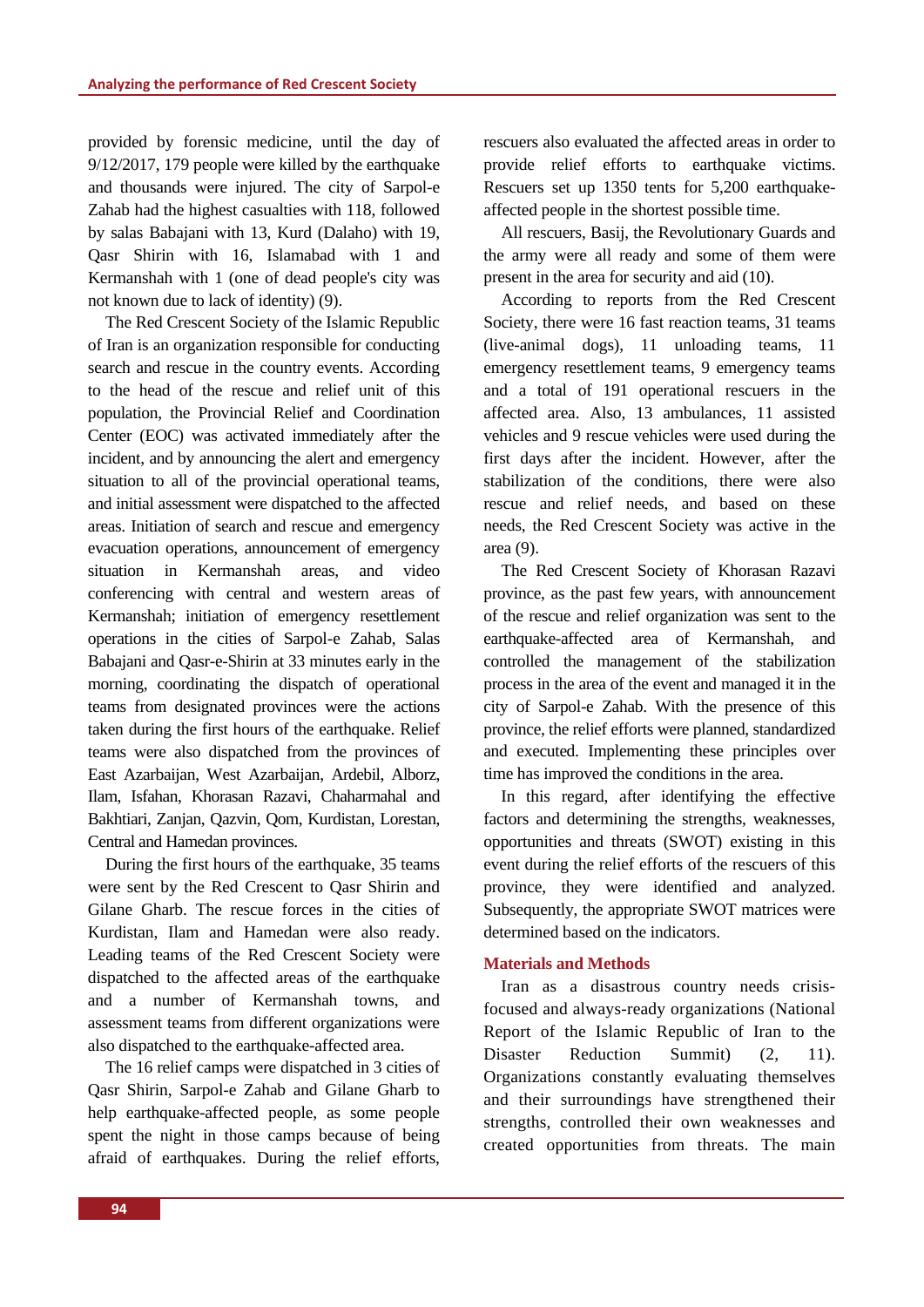provided by forensic medicine, until the day of 9/12/2017, 179 people were killed by the earthquake and thousands were injured. The city of Sarpol-e Zahab had the highest casualties with 118, followed by salas Babajani with 13, Kurd (Dalaho) with 19, Qasr Shirin with 16, Islamabad with 1 and Kermanshah with 1 (one of dead people's city was not known due to lack of identity) (9).

The Red Crescent Society of the Islamic Republic of Iran is an organization responsible for conducting search and rescue in the country events. According to the head of the rescue and relief unit of this population, the Provincial Relief and Coordination Center (EOC) was activated immediately after the incident, and by announcing the alert and emergency situation to all of the provincial operational teams, and initial assessment were dispatched to the affected areas. Initiation of search and rescue and emergency evacuation operations, announcement of emergency situation in Kermanshah areas, and video conferencing with central and western areas of Kermanshah; initiation of emergency resettlement operations in the cities of Sarpol-e Zahab, Salas Babajani and Qasr-e-Shirin at 33 minutes early in the morning, coordinating the dispatch of operational teams from designated provinces were the actions taken during the first hours of the earthquake. Relief teams were also dispatched from the provinces of East Azarbaijan, West Azarbaijan, Ardebil, Alborz, Ilam, Isfahan, Khorasan Razavi, Chaharmahal and Bakhtiari, Zanjan, Qazvin, Qom, Kurdistan, Lorestan, Central and Hamedan provinces.

During the first hours of the earthquake, 35 teams were sent by the Red Crescent to Qasr Shirin and Gilane Gharb. The rescue forces in the cities of Kurdistan, Ilam and Hamedan were also ready. Leading teams of the Red Crescent Society were dispatched to the affected areas of the earthquake and a number of Kermanshah towns, and assessment teams from different organizations were also dispatched to the earthquake-affected area.

The 16 relief camps were dispatched in 3 cities of Qasr Shirin, Sarpol-e Zahab and Gilane Gharb to help earthquake-affected people, as some people spent the night in those camps because of being afraid of earthquakes. During the relief efforts, rescuers also evaluated the affected areas in order to provide relief efforts to earthquake victims. Rescuers set up 1350 tents for 5,200 earthquake-affected people in the shortest possible time.

All rescuers, Basij, the Revolutionary Guards and the army were all ready and some of them were present in the area for security and aid (10).

According to reports from the Red Crescent Society, there were 16 fast reaction teams, 31 teams (live-animal dogs), 11 unloading teams, 11 emergency resettlement teams, 9 emergency teams and a total of 191 operational rescuers in the affected area. Also, 13 ambulances, 11 assisted vehicles and 9 rescue vehicles were used during the first days after the incident. However, after the stabilization of the conditions, there were also rescue and relief needs, and based on these needs, the Red Crescent Society was active in the area (9).

The Red Crescent Society of Khorasan Razavi province, as the past few years, with announcement of the rescue and relief organization was sent to the earthquake-affected area of Kermanshah, and controlled the management of the stabilization process in the area of the event and managed it in the city of Sarpol-e Zahab. With the presence of this province, the relief efforts were planned, standardized and executed. Implementing these principles over time has improved the conditions in the area.

In this regard, after identifying the effective factors and determining the strengths, weaknesses, opportunities and threats (SWOT) existing in this event during the relief efforts of the rescuers of this province, they were identified and analyzed. Subsequently, the appropriate SWOT matrices were determined based on the indicators.

## Materials and Methods

Iran as a disastrous country needs crisis-focused and always-ready organizations (National Report of the Islamic Republic of Iran to the Disaster Reduction Summit) (2, 11). Organizations constantly evaluating themselves and their surroundings have strengthened their strengths, controlled their own weaknesses and created opportunities from threats. The main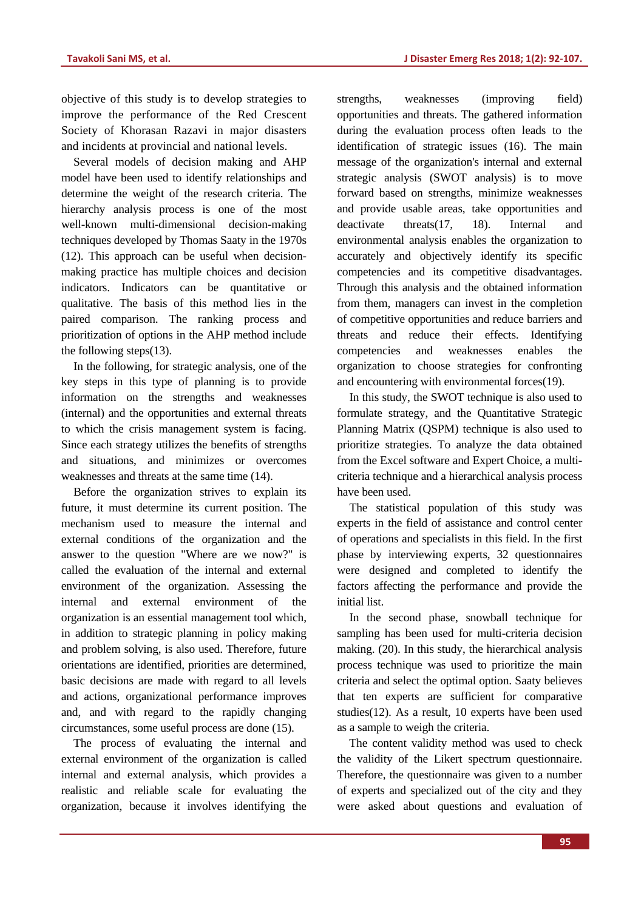objective of this study is to develop strategies to improve the performance of the Red Crescent Society of Khorasan Razavi in major disasters and incidents at provincial and national levels.

Several models of decision making and AHP model have been used to identify relationships and determine the weight of the research criteria. The hierarchy analysis process is one of the most well-known multi-dimensional decision-making techniques developed by Thomas Saaty in the 1970s (12). This approach can be useful when decision-making practice has multiple choices and decision indicators. Indicators can be quantitative or qualitative. The basis of this method lies in the paired comparison. The ranking process and prioritization of options in the AHP method include the following steps(13).

In the following, for strategic analysis, one of the key steps in this type of planning is to provide information on the strengths and weaknesses (internal) and the opportunities and external threats to which the crisis management system is facing. Since each strategy utilizes the benefits of strengths and situations, and minimizes or overcomes weaknesses and threats at the same time (14).

Before the organization strives to explain its future, it must determine its current position. The mechanism used to measure the internal and external conditions of the organization and the answer to the question "Where are we now?" is called the evaluation of the internal and external environment of the organization. Assessing the internal and external environment of the organization is an essential management tool which, in addition to strategic planning in policy making and problem solving, is also used. Therefore, future orientations are identified, priorities are determined, basic decisions are made with regard to all levels and actions, organizational performance improves and, and with regard to the rapidly changing circumstances, some useful process are done (15).

The process of evaluating the internal and external environment of the organization is called internal and external analysis, which provides a realistic and reliable scale for evaluating the organization, because it involves identifying the strengths, weaknesses (improving field) opportunities and threats. The gathered information during the evaluation process often leads to the identification of strategic issues (16). The main message of the organization's internal and external strategic analysis (SWOT analysis) is to move forward based on strengths, minimize weaknesses and provide usable areas, take opportunities and deactivate threats(17, 18). Internal and environmental analysis enables the organization to accurately and objectively identify its specific competencies and its competitive disadvantages. Through this analysis and the obtained information from them, managers can invest in the completion of competitive opportunities and reduce barriers and threats and reduce their effects. Identifying competencies and weaknesses enables the organization to choose strategies for confronting and encountering with environmental forces(19).

In this study, the SWOT technique is also used to formulate strategy, and the Quantitative Strategic Planning Matrix (QSPM) technique is also used to prioritize strategies. To analyze the data obtained from the Excel software and Expert Choice, a multi-criteria technique and a hierarchical analysis process have been used.

The statistical population of this study was experts in the field of assistance and control center of operations and specialists in this field. In the first phase by interviewing experts, 32 questionnaires were designed and completed to identify the factors affecting the performance and provide the initial list.

In the second phase, snowball technique for sampling has been used for multi-criteria decision making. (20). In this study, the hierarchical analysis process technique was used to prioritize the main criteria and select the optimal option. Saaty believes that ten experts are sufficient for comparative studies(12). As a result, 10 experts have been used as a sample to weigh the criteria.

The content validity method was used to check the validity of the Likert spectrum questionnaire. Therefore, the questionnaire was given to a number of experts and specialized out of the city and they were asked about questions and evaluation of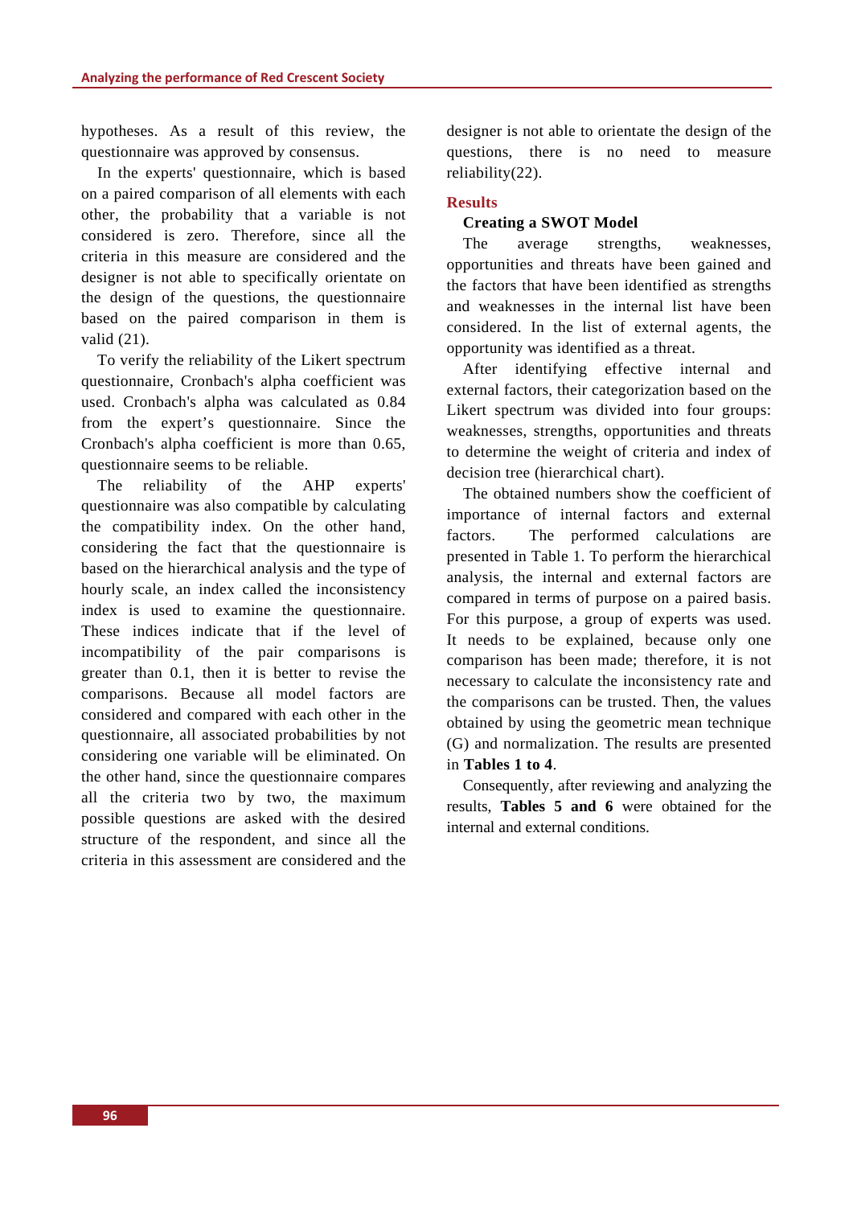hypotheses. As a result of this review, the questionnaire was approved by consensus.

In the experts' questionnaire, which is based on a paired comparison of all elements with each other, the probability that a variable is not considered is zero. Therefore, since all the criteria in this measure are considered and the designer is not able to specifically orientate on the design of the questions, the questionnaire based on the paired comparison in them is valid (21).

To verify the reliability of the Likert spectrum questionnaire, Cronbach's alpha coefficient was used. Cronbach's alpha was calculated as 0.84 from the expert's questionnaire. Since the Cronbach's alpha coefficient is more than 0.65, questionnaire seems to be reliable.

The reliability of the AHP experts' questionnaire was also compatible by calculating the compatibility index. On the other hand, considering the fact that the questionnaire is based on the hierarchical analysis and the type of hourly scale, an index called the inconsistency index is used to examine the questionnaire. These indices indicate that if the level of incompatibility of the pair comparisons is greater than 0.1, then it is better to revise the comparisons. Because all model factors are considered and compared with each other in the questionnaire, all associated probabilities by not considering one variable will be eliminated. On the other hand, since the questionnaire compares all the criteria two by two, the maximum possible questions are asked with the desired structure of the respondent, and since all the criteria in this assessment are considered and the designer is not able to orientate the design of the questions, there is no need to measure reliability(22).

## Results

### Creating a SWOT Model

The average strengths, weaknesses, opportunities and threats have been gained and the factors that have been identified as strengths and weaknesses in the internal list have been considered. In the list of external agents, the opportunity was identified as a threat.

After identifying effective internal and external factors, their categorization based on the Likert spectrum was divided into four groups: weaknesses, strengths, opportunities and threats to determine the weight of criteria and index of decision tree (hierarchical chart).

The obtained numbers show the coefficient of importance of internal factors and external factors. The performed calculations are presented in Table 1. To perform the hierarchical analysis, the internal and external factors are compared in terms of purpose on a paired basis. For this purpose, a group of experts was used. It needs to be explained, because only one comparison has been made; therefore, it is not necessary to calculate the inconsistency rate and the comparisons can be trusted. Then, the values obtained by using the geometric mean technique (G) and normalization. The results are presented in **Tables 1 to 4**.

Consequently, after reviewing and analyzing the results, **Tables 5 and 6** were obtained for the internal and external conditions.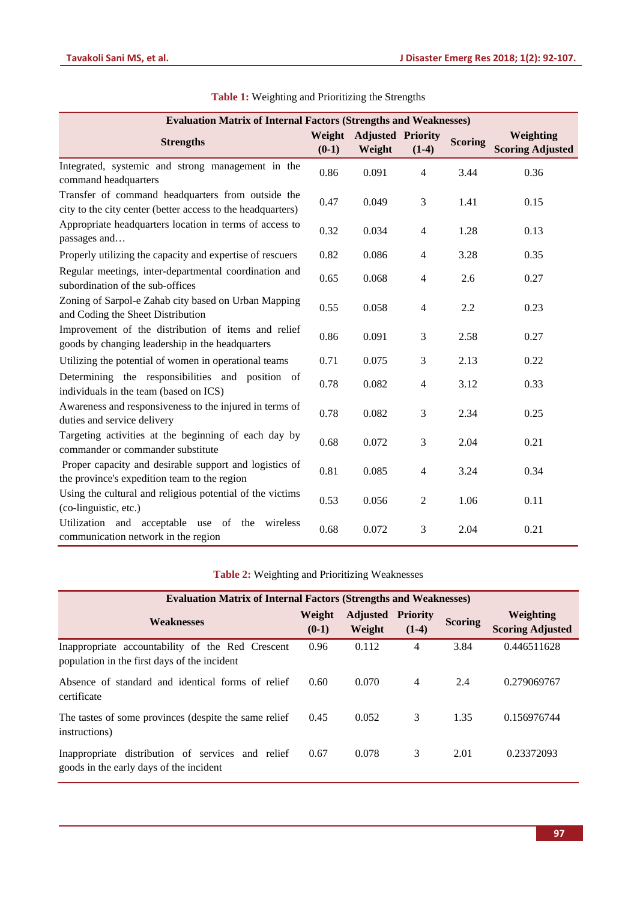**Table 1:** Weighting and Prioritizing the Strengths

| Evaluation Matrix of Internal Factors (Strengths and Weaknesses) | | | | | |
|---|---|---|---|---|---|
| **Strengths** | **Weight (0-1)** | **Adjusted Weight** | **Priority (1-4)** | **Scoring** | **Weighting Scoring Adjusted** |
| Integrated, systemic and strong management in the command headquarters | 0.86 | 0.091 | 4 | 3.44 | 0.36 |
| Transfer of command headquarters from outside the city to the city center (better access to the headquarters) | 0.47 | 0.049 | 3 | 1.41 | 0.15 |
| Appropriate headquarters location in terms of access to passages and… | 0.32 | 0.034 | 4 | 1.28 | 0.13 |
| Properly utilizing the capacity and expertise of rescuers | 0.82 | 0.086 | 4 | 3.28 | 0.35 |
| Regular meetings, inter-departmental coordination and subordination of the sub-offices | 0.65 | 0.068 | 4 | 2.6 | 0.27 |
| Zoning of Sarpol-e Zahab city based on Urban Mapping and Coding the Sheet Distribution | 0.55 | 0.058 | 4 | 2.2 | 0.23 |
| Improvement of the distribution of items and relief goods by changing leadership in the headquarters | 0.86 | 0.091 | 3 | 2.58 | 0.27 |
| Utilizing the potential of women in operational teams | 0.71 | 0.075 | 3 | 2.13 | 0.22 |
| Determining the responsibilities and position of individuals in the team (based on ICS) | 0.78 | 0.082 | 4 | 3.12 | 0.33 |
| Awareness and responsiveness to the injured in terms of duties and service delivery | 0.78 | 0.082 | 3 | 2.34 | 0.25 |
| Targeting activities at the beginning of each day by commander or commander substitute | 0.68 | 0.072 | 3 | 2.04 | 0.21 |
| Proper capacity and desirable support and logistics of the province's expedition team to the region | 0.81 | 0.085 | 4 | 3.24 | 0.34 |
| Using the cultural and religious potential of the victims (co-linguistic, etc.) | 0.53 | 0.056 | 2 | 1.06 | 0.11 |
| Utilization and acceptable use of the wireless communication network in the region | 0.68 | 0.072 | 3 | 2.04 | 0.21 |

**Table 2:** Weighting and Prioritizing Weaknesses

| Evaluation Matrix of Internal Factors (Strengths and Weaknesses) | | | | | |
|---|---|---|---|---|---|
| **Weaknesses** | **Weight (0-1)** | **Adjusted Weight** | **Priority (1-4)** | **Scoring** | **Weighting Scoring Adjusted** |
| Inappropriate accountability of the Red Crescent population in the first days of the incident | 0.96 | 0.112 | 4 | 3.84 | 0.446511628 |
| Absence of standard and identical forms of relief certificate | 0.60 | 0.070 | 4 | 2.4 | 0.279069767 |
| The tastes of some provinces (despite the same relief instructions) | 0.45 | 0.052 | 3 | 1.35 | 0.156976744 |
| Inappropriate distribution of services and relief goods in the early days of the incident | 0.67 | 0.078 | 3 | 2.01 | 0.23372093 |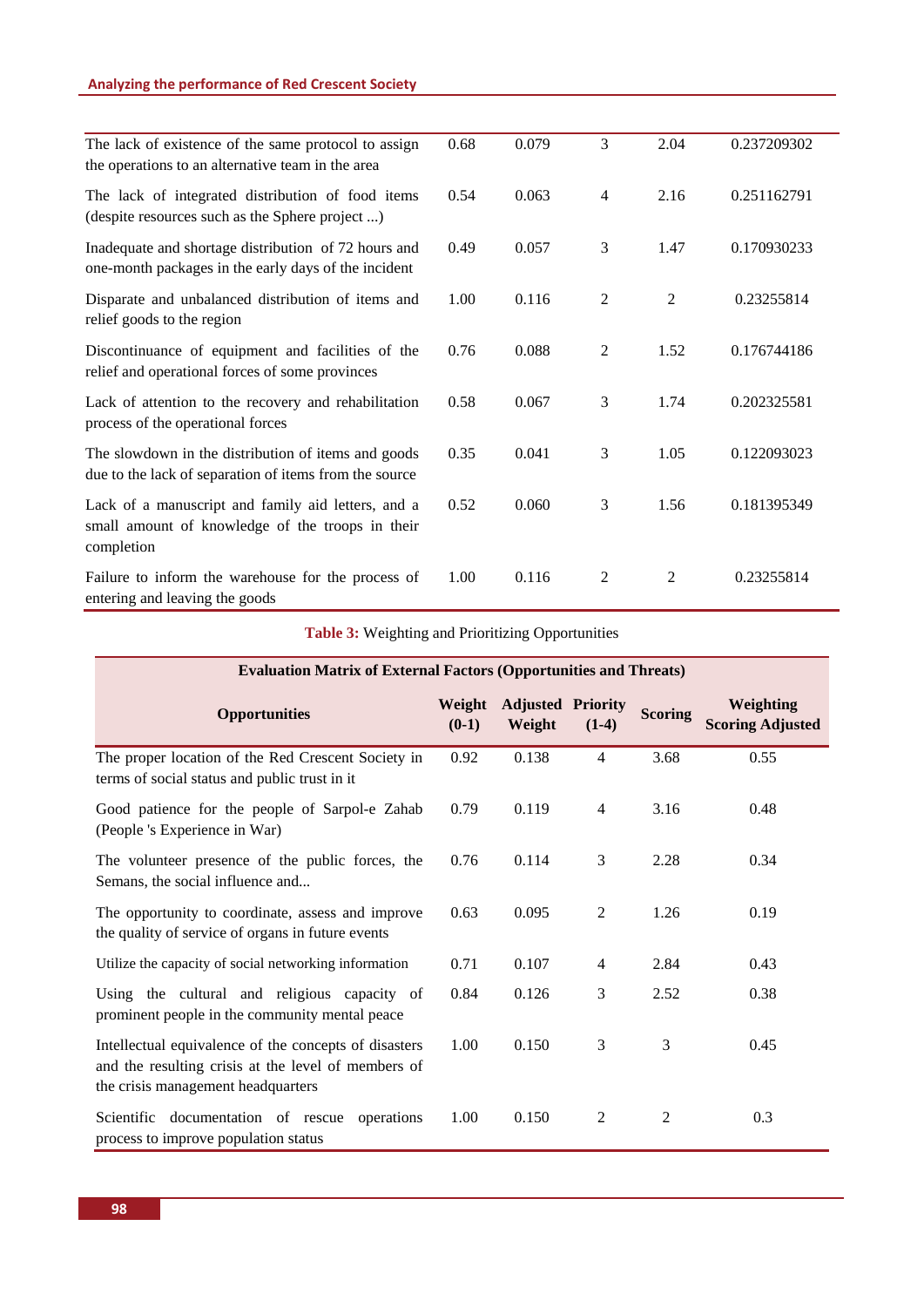| | | | | | |
|---|---|---|---|---|---|
| The lack of existence of the same protocol to assign the operations to an alternative team in the area | 0.68 | 0.079 | 3 | 2.04 | 0.237209302 |
| The lack of integrated distribution of food items (despite resources such as the Sphere project ...) | 0.54 | 0.063 | 4 | 2.16 | 0.251162791 |
| Inadequate and shortage distribution of 72 hours and one-month packages in the early days of the incident | 0.49 | 0.057 | 3 | 1.47 | 0.170930233 |
| Disparate and unbalanced distribution of items and relief goods to the region | 1.00 | 0.116 | 2 | 2 | 0.23255814 |
| Discontinuance of equipment and facilities of the relief and operational forces of some provinces | 0.76 | 0.088 | 2 | 1.52 | 0.176744186 |
| Lack of attention to the recovery and rehabilitation process of the operational forces | 0.58 | 0.067 | 3 | 1.74 | 0.202325581 |
| The slowdown in the distribution of items and goods due to the lack of separation of items from the source | 0.35 | 0.041 | 3 | 1.05 | 0.122093023 |
| Lack of a manuscript and family aid letters, and a small amount of knowledge of the troops in their completion | 0.52 | 0.060 | 3 | 1.56 | 0.181395349 |
| Failure to inform the warehouse for the process of entering and leaving the goods | 1.00 | 0.116 | 2 | 2 | 0.23255814 |

**Table 3:** Weighting and Prioritizing Opportunities

| Evaluation Matrix of External Factors (Opportunities and Threats) | | | | | |
|---|---|---|---|---|---|
| **Opportunities** | **Weight (0-1)** | **Adjusted Weight** | **Priority (1-4)** | **Scoring** | **Weighting Scoring Adjusted** |
| The proper location of the Red Crescent Society in terms of social status and public trust in it | 0.92 | 0.138 | 4 | 3.68 | 0.55 |
| Good patience for the people of Sarpol-e Zahab (People 's Experience in War) | 0.79 | 0.119 | 4 | 3.16 | 0.48 |
| The volunteer presence of the public forces, the Semans, the social influence and... | 0.76 | 0.114 | 3 | 2.28 | 0.34 |
| The opportunity to coordinate, assess and improve the quality of service of organs in future events | 0.63 | 0.095 | 2 | 1.26 | 0.19 |
| Utilize the capacity of social networking information | 0.71 | 0.107 | 4 | 2.84 | 0.43 |
| Using the cultural and religious capacity of prominent people in the community mental peace | 0.84 | 0.126 | 3 | 2.52 | 0.38 |
| Intellectual equivalence of the concepts of disasters and the resulting crisis at the level of members of the crisis management headquarters | 1.00 | 0.150 | 3 | 3 | 0.45 |
| Scientific documentation of rescue operations process to improve population status | 1.00 | 0.150 | 2 | 2 | 0.3 |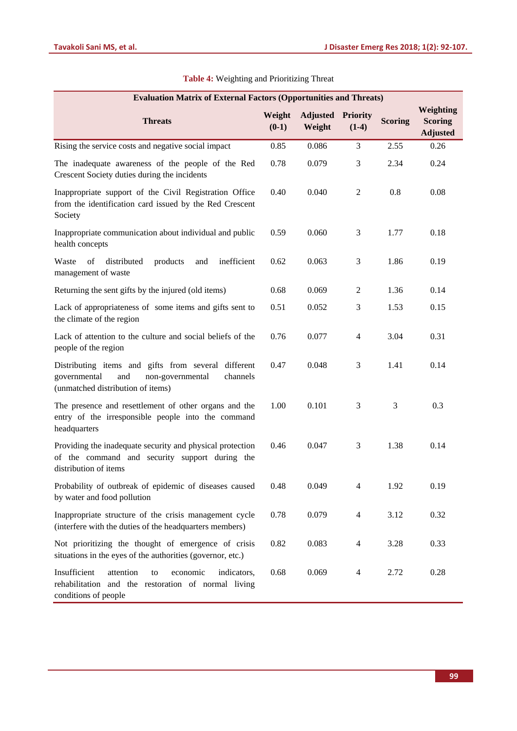**Table 4:** Weighting and Prioritizing Threat

| Evaluation Matrix of External Factors (Opportunities and Threats) | | | | | |
|---|---|---|---|---|---|
| **Threats** | **Weight (0-1)** | **Adjusted Weight** | **Priority (1-4)** | **Scoring** | **Weighting Scoring Adjusted** |
| Rising the service costs and negative social impact | 0.85 | 0.086 | 3 | 2.55 | 0.26 |
| The inadequate awareness of the people of the Red Crescent Society duties during the incidents | 0.78 | 0.079 | 3 | 2.34 | 0.24 |
| Inappropriate support of the Civil Registration Office from the identification card issued by the Red Crescent Society | 0.40 | 0.040 | 2 | 0.8 | 0.08 |
| Inappropriate communication about individual and public health concepts | 0.59 | 0.060 | 3 | 1.77 | 0.18 |
| Waste of distributed products and inefficient management of waste | 0.62 | 0.063 | 3 | 1.86 | 0.19 |
| Returning the sent gifts by the injured (old items) | 0.68 | 0.069 | 2 | 1.36 | 0.14 |
| Lack of appropriateness of some items and gifts sent to the climate of the region | 0.51 | 0.052 | 3 | 1.53 | 0.15 |
| Lack of attention to the culture and social beliefs of the people of the region | 0.76 | 0.077 | 4 | 3.04 | 0.31 |
| Distributing items and gifts from several different governmental and non-governmental channels (unmatched distribution of items) | 0.47 | 0.048 | 3 | 1.41 | 0.14 |
| The presence and resettlement of other organs and the entry of the irresponsible people into the command headquarters | 1.00 | 0.101 | 3 | 3 | 0.3 |
| Providing the inadequate security and physical protection of the command and security support during the distribution of items | 0.46 | 0.047 | 3 | 1.38 | 0.14 |
| Probability of outbreak of epidemic of diseases caused by water and food pollution | 0.48 | 0.049 | 4 | 1.92 | 0.19 |
| Inappropriate structure of the crisis management cycle (interfere with the duties of the headquarters members) | 0.78 | 0.079 | 4 | 3.12 | 0.32 |
| Not prioritizing the thought of emergence of crisis situations in the eyes of the authorities (governor, etc.) | 0.82 | 0.083 | 4 | 3.28 | 0.33 |
| Insufficient attention to economic indicators, rehabilitation and the restoration of normal living conditions of people | 0.68 | 0.069 | 4 | 2.72 | 0.28 |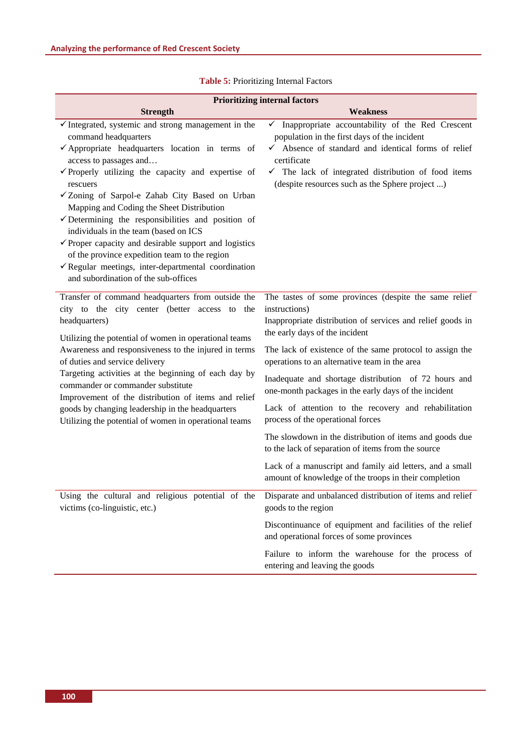**Table 5:** Prioritizing Internal Factors

| Prioritizing internal factors | |
|---|---|
| **Strength** | **Weakness** |
| ✓Integrated, systemic and strong management in the command headquarters<br>✓Appropriate headquarters location in terms of access to passages and…<br>✓Properly utilizing the capacity and expertise of rescuers<br>✓Zoning of Sarpol-e Zahab City Based on Urban Mapping and Coding the Sheet Distribution<br>✓Determining the responsibilities and position of individuals in the team (based on ICS<br>✓Proper capacity and desirable support and logistics of the province expedition team to the region<br>✓Regular meetings, inter-departmental coordination and subordination of the sub-offices | ✓ Inappropriate accountability of the Red Crescent population in the first days of the incident<br>✓ Absence of standard and identical forms of relief certificate<br>✓ The lack of integrated distribution of food items (despite resources such as the Sphere project ...) |
| Transfer of command headquarters from outside the city to the city center (better access to the headquarters)<br>Utilizing the potential of women in operational teams<br>Awareness and responsiveness to the injured in terms of duties and service delivery<br>Targeting activities at the beginning of each day by commander or commander substitute<br>Improvement of the distribution of items and relief goods by changing leadership in the headquarters<br>Utilizing the potential of women in operational teams | The tastes of some provinces (despite the same relief instructions)<br>Inappropriate distribution of services and relief goods in the early days of the incident<br>The lack of existence of the same protocol to assign the operations to an alternative team in the area<br>Inadequate and shortage distribution of 72 hours and one-month packages in the early days of the incident<br>Lack of attention to the recovery and rehabilitation process of the operational forces<br>The slowdown in the distribution of items and goods due to the lack of separation of items from the source<br>Lack of a manuscript and family aid letters, and a small amount of knowledge of the troops in their completion |
| Using the cultural and religious potential of the victims (co-linguistic, etc.) | Disparate and unbalanced distribution of items and relief goods to the region<br>Discontinuance of equipment and facilities of the relief and operational forces of some provinces<br>Failure to inform the warehouse for the process of entering and leaving the goods |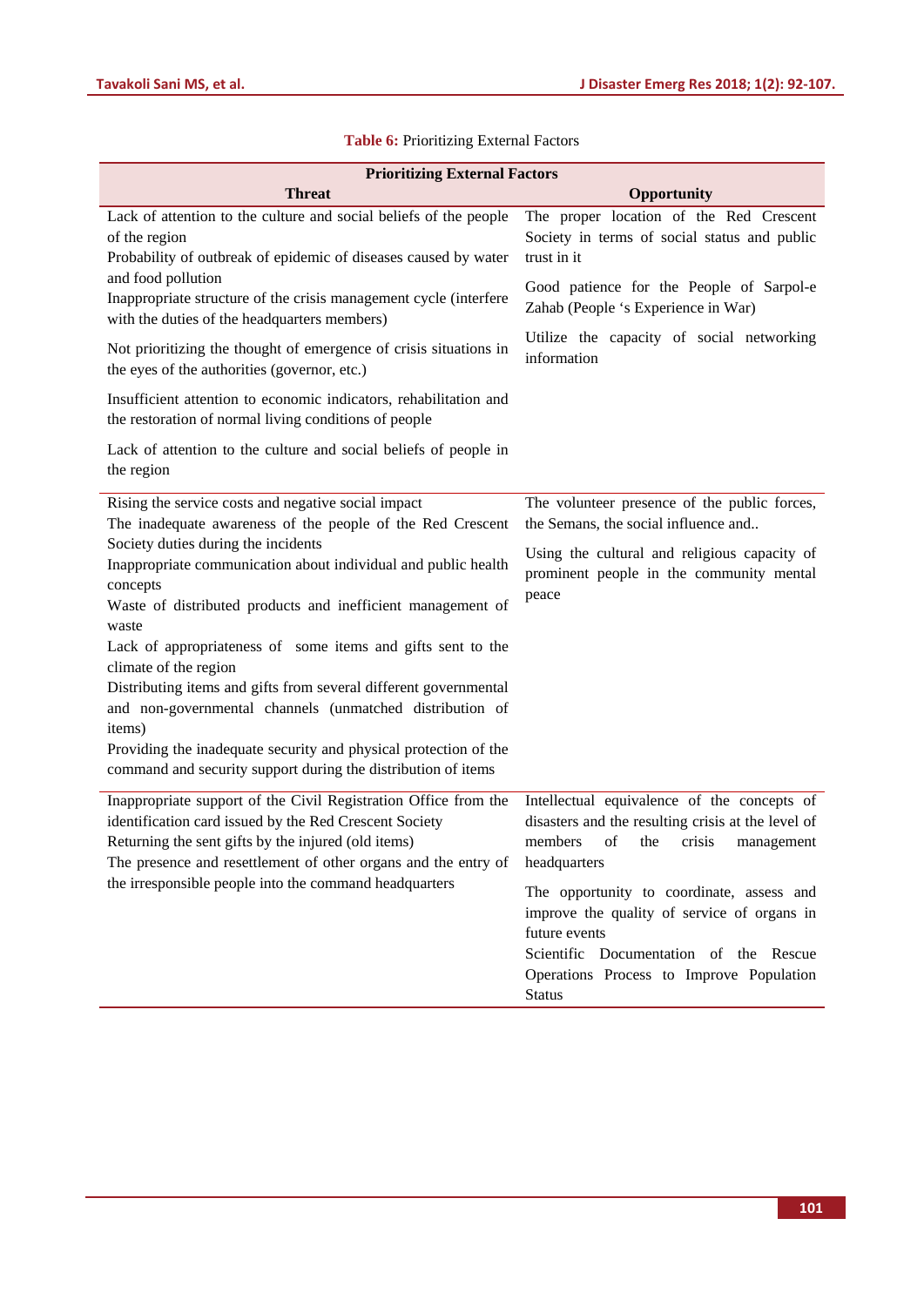**Table 6:** Prioritizing External Factors

| Prioritizing External Factors | |
|---|---|
| **Threat** | **Opportunity** |
| Lack of attention to the culture and social beliefs of the people of the region<br>Probability of outbreak of epidemic of diseases caused by water and food pollution<br>Inappropriate structure of the crisis management cycle (interfere with the duties of the headquarters members)<br>Not prioritizing the thought of emergence of crisis situations in the eyes of the authorities (governor, etc.)<br>Insufficient attention to economic indicators, rehabilitation and the restoration of normal living conditions of people<br>Lack of attention to the culture and social beliefs of people in the region | The proper location of the Red Crescent Society in terms of social status and public trust in it<br>Good patience for the People of Sarpol-e Zahab (People 's Experience in War)<br>Utilize the capacity of social networking information |
| Rising the service costs and negative social impact<br>The inadequate awareness of the people of the Red Crescent Society duties during the incidents<br>Inappropriate communication about individual and public health concepts<br>Waste of distributed products and inefficient management of waste<br>Lack of appropriateness of some items and gifts sent to the climate of the region<br>Distributing items and gifts from several different governmental and non-governmental channels (unmatched distribution of items)<br>Providing the inadequate security and physical protection of the command and security support during the distribution of items | The volunteer presence of the public forces, the Semans, the social influence and..<br>Using the cultural and religious capacity of prominent people in the community mental peace |
| Inappropriate support of the Civil Registration Office from the identification card issued by the Red Crescent Society<br>Returning the sent gifts by the injured (old items)<br>The presence and resettlement of other organs and the entry of the irresponsible people into the command headquarters | Intellectual equivalence of the concepts of disasters and the resulting crisis at the level of members of the crisis management headquarters<br>The opportunity to coordinate, assess and improve the quality of service of organs in future events<br>Scientific Documentation of the Rescue Operations Process to Improve Population Status |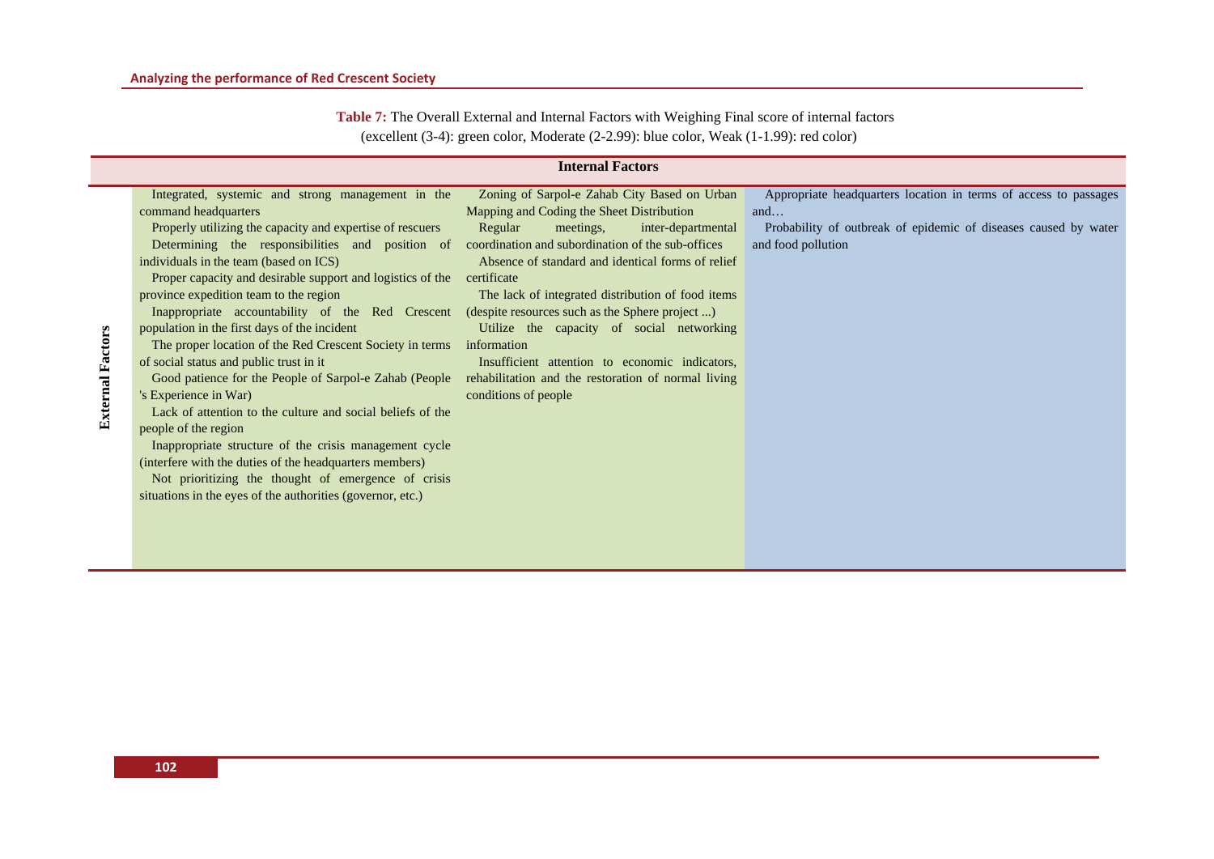**Table 7:** The Overall External and Internal Factors with Weighing Final score of internal factors
(excellent (3-4): green color, Moderate (2-2.99): blue color, Weak (1-1.99): red color)

| | Internal Factors | | |
|---|---|---|---|
| External Factors | Integrated, systemic and strong management in the command headquarters<br>Properly utilizing the capacity and expertise of rescuers<br>Determining the responsibilities and position of individuals in the team (based on ICS)<br>Proper capacity and desirable support and logistics of the province expedition team to the region<br>Inappropriate accountability of the Red Crescent population in the first days of the incident<br>The proper location of the Red Crescent Society in terms of social status and public trust in it<br>Good patience for the People of Sarpol-e Zahab (People 's Experience in War)<br>Lack of attention to the culture and social beliefs of the people of the region<br>Inappropriate structure of the crisis management cycle (interfere with the duties of the headquarters members)<br>Not prioritizing the thought of emergence of crisis situations in the eyes of the authorities (governor, etc.) | Zoning of Sarpol-e Zahab City Based on Urban Mapping and Coding the Sheet Distribution<br>Regular meetings, inter-departmental coordination and subordination of the sub-offices<br>Absence of standard and identical forms of relief certificate<br>The lack of integrated distribution of food items (despite resources such as the Sphere project ...)<br>Utilize the capacity of social networking information<br>Insufficient attention to economic indicators, rehabilitation and the restoration of normal living conditions of people | Appropriate headquarters location in terms of access to passages and…<br>Probability of outbreak of epidemic of diseases caused by water and food pollution |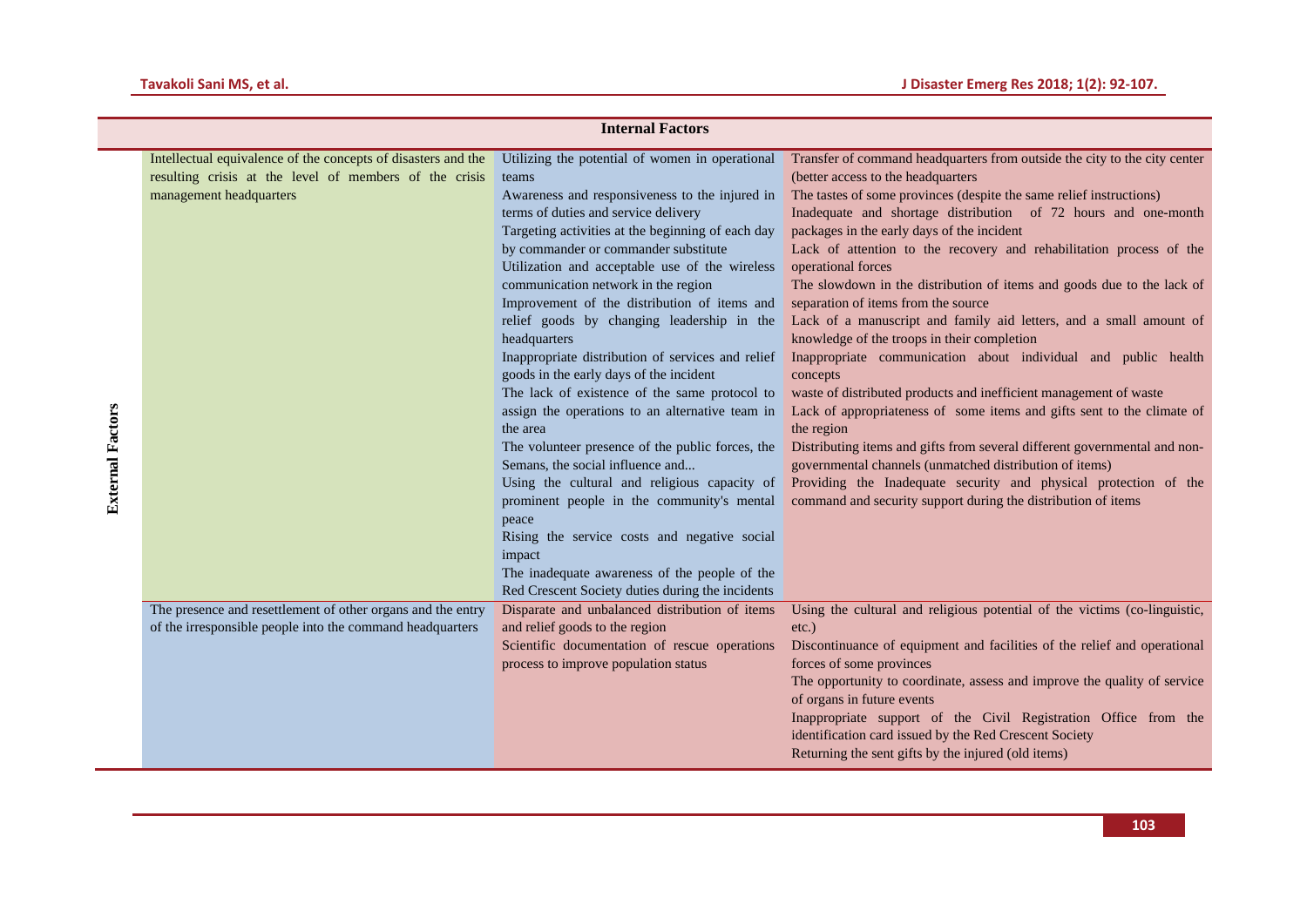| External Factors | Internal Factors | | |
|---|---|---|---|
| | Intellectual equivalence of the concepts of disasters and the resulting crisis at the level of members of the crisis management headquarters | Utilizing the potential of women in operational teams<br>Awareness and responsiveness to the injured in terms of duties and service delivery<br>Targeting activities at the beginning of each day by commander or commander substitute<br>Utilization and acceptable use of the wireless communication network in the region<br>Improvement of the distribution of items and relief goods by changing leadership in the headquarters<br>Inappropriate distribution of services and relief goods in the early days of the incident<br>The lack of existence of the same protocol to assign the operations to an alternative team in the area<br>The volunteer presence of the public forces, the Semans, the social influence and...<br>Using the cultural and religious capacity of prominent people in the community's mental peace<br>Rising the service costs and negative social impact<br>The inadequate awareness of the people of the Red Crescent Society duties during the incidents | Transfer of command headquarters from outside the city to the city center (better access to the headquarters<br>The tastes of some provinces (despite the same relief instructions)<br>Inadequate and shortage distribution of 72 hours and one-month packages in the early days of the incident<br>Lack of attention to the recovery and rehabilitation process of the operational forces<br>The slowdown in the distribution of items and goods due to the lack of separation of items from the source<br>Lack of a manuscript and family aid letters, and a small amount of knowledge of the troops in their completion<br>Inappropriate communication about individual and public health concepts<br>waste of distributed products and inefficient management of waste<br>Lack of appropriateness of some items and gifts sent to the climate of the region<br>Distributing items and gifts from several different governmental and non-governmental channels (unmatched distribution of items)<br>Providing the Inadequate security and physical protection of the command and security support during the distribution of items |
| | The presence and resettlement of other organs and the entry of the irresponsible people into the command headquarters | Disparate and unbalanced distribution of items and relief goods to the region<br>Scientific documentation of rescue operations process to improve population status | Using the cultural and religious potential of the victims (co-linguistic, etc.)<br>Discontinuance of equipment and facilities of the relief and operational forces of some provinces<br>The opportunity to coordinate, assess and improve the quality of service of organs in future events<br>Inappropriate support of the Civil Registration Office from the identification card issued by the Red Crescent Society<br>Returning the sent gifts by the injured (old items) |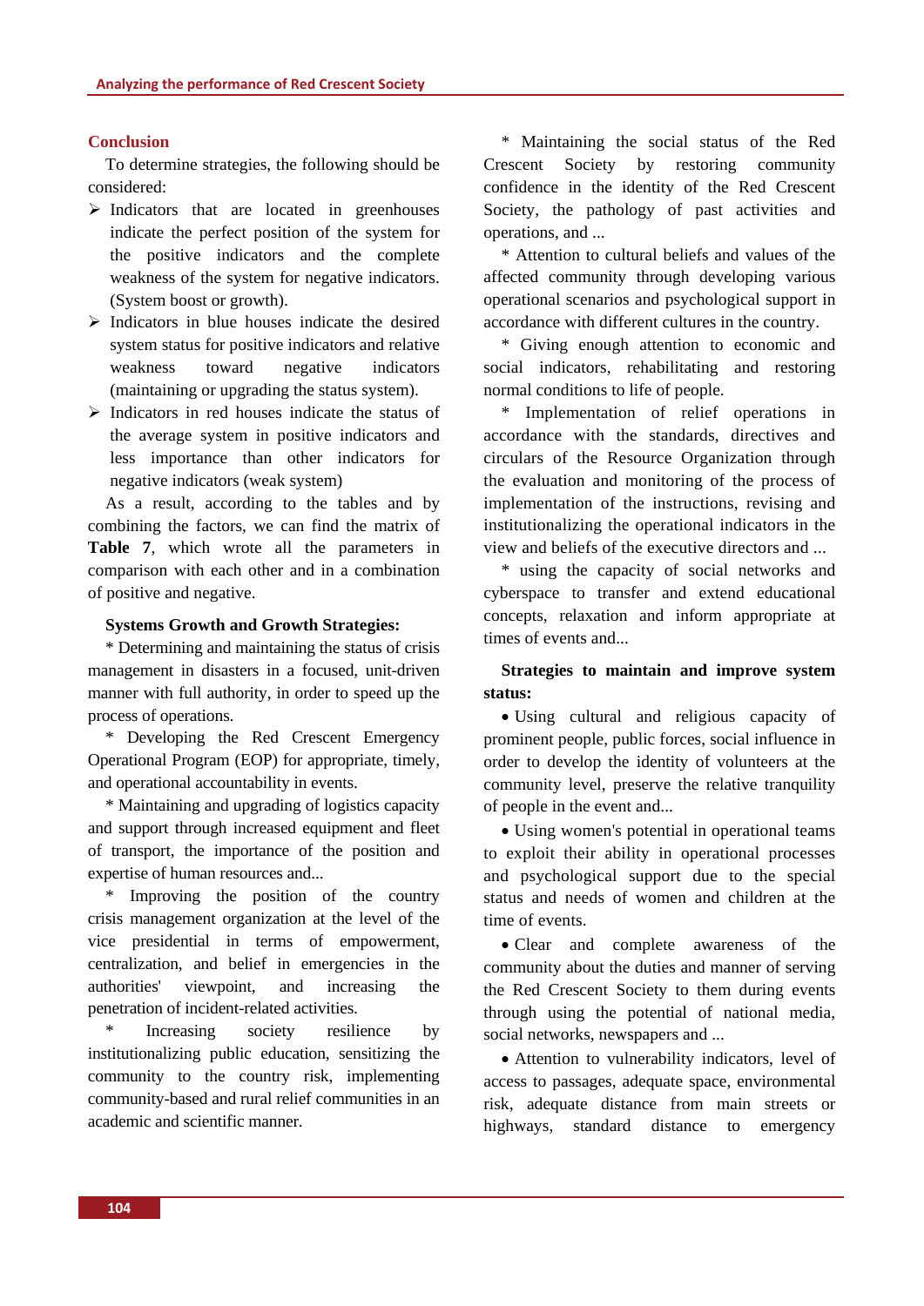## Conclusion

To determine strategies, the following should be considered:

- Indicators that are located in greenhouses indicate the perfect position of the system for the positive indicators and the complete weakness of the system for negative indicators. (System boost or growth).
- Indicators in blue houses indicate the desired system status for positive indicators and relative weakness toward negative indicators (maintaining or upgrading the status system).
- Indicators in red houses indicate the status of the average system in positive indicators and less importance than other indicators for negative indicators (weak system)

As a result, according to the tables and by combining the factors, we can find the matrix of **Table 7**, which wrote all the parameters in comparison with each other and in a combination of positive and negative.

**Systems Growth and Growth Strategies:**

* Determining and maintaining the status of crisis management in disasters in a focused, unit-driven manner with full authority, in order to speed up the process of operations.

* Developing the Red Crescent Emergency Operational Program (EOP) for appropriate, timely, and operational accountability in events.

* Maintaining and upgrading of logistics capacity and support through increased equipment and fleet of transport, the importance of the position and expertise of human resources and...

* Improving the position of the country crisis management organization at the level of the vice presidential in terms of empowerment, centralization, and belief in emergencies in the authorities' viewpoint, and increasing the penetration of incident-related activities.

* Increasing society resilience by institutionalizing public education, sensitizing the community to the country risk, implementing community-based and rural relief communities in an academic and scientific manner.

* Maintaining the social status of the Red Crescent Society by restoring community confidence in the identity of the Red Crescent Society, the pathology of past activities and operations, and ...

* Attention to cultural beliefs and values of the affected community through developing various operational scenarios and psychological support in accordance with different cultures in the country.

* Giving enough attention to economic and social indicators, rehabilitating and restoring normal conditions to life of people.

* Implementation of relief operations in accordance with the standards, directives and circulars of the Resource Organization through the evaluation and monitoring of the process of implementation of the instructions, revising and institutionalizing the operational indicators in the view and beliefs of the executive directors and ...

* using the capacity of social networks and cyberspace to transfer and extend educational concepts, relaxation and inform appropriate at times of events and...

**Strategies to maintain and improve system status:**

- Using cultural and religious capacity of prominent people, public forces, social influence in order to develop the identity of volunteers at the community level, preserve the relative tranquility of people in the event and...
- Using women's potential in operational teams to exploit their ability in operational processes and psychological support due to the special status and needs of women and children at the time of events.
- Clear and complete awareness of the community about the duties and manner of serving the Red Crescent Society to them during events through using the potential of national media, social networks, newspapers and ...
- Attention to vulnerability indicators, level of access to passages, adequate space, environmental risk, adequate distance from main streets or highways, standard distance to emergency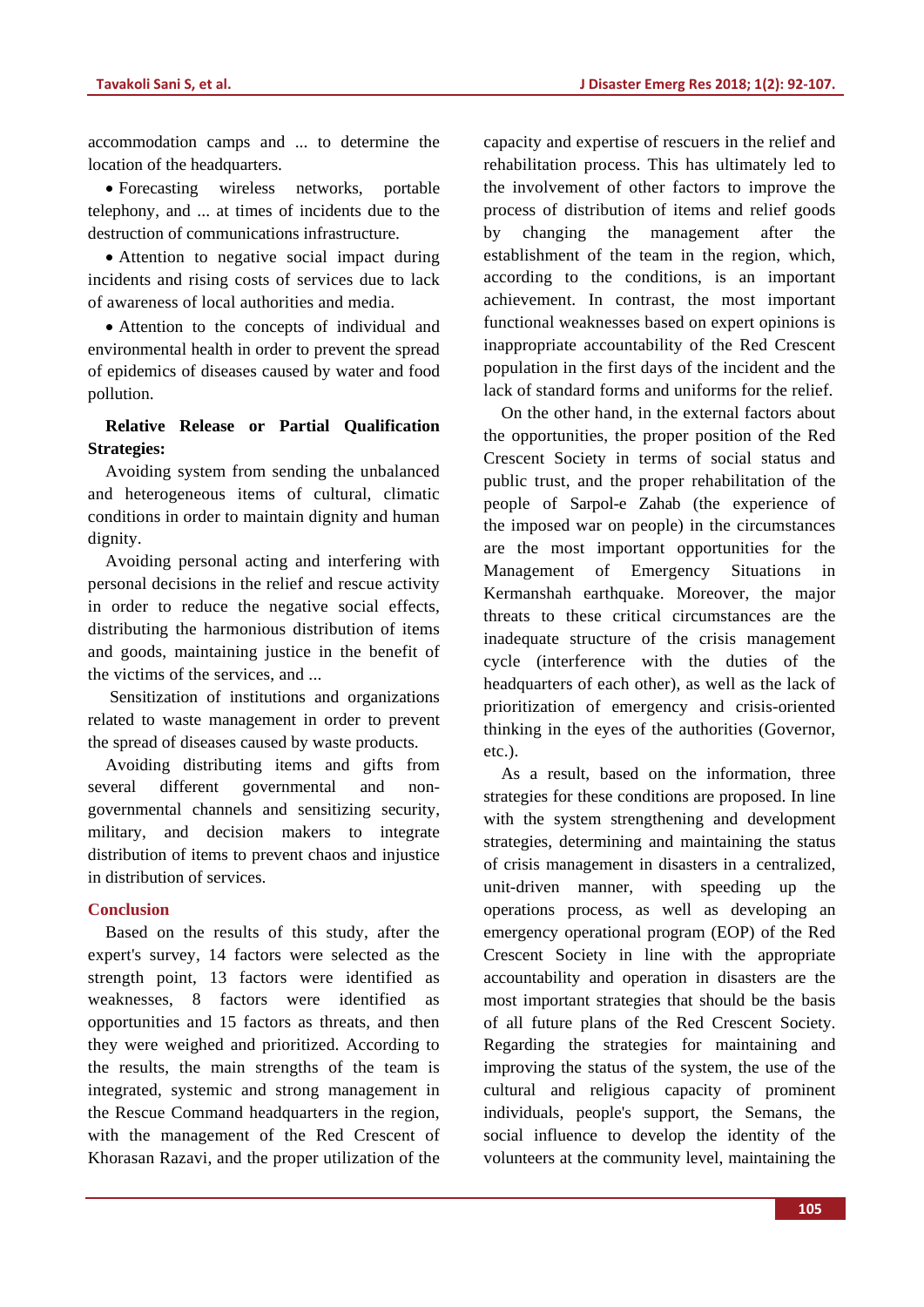accommodation camps and ... to determine the location of the headquarters.

- Forecasting wireless networks, portable telephony, and ... at times of incidents due to the destruction of communications infrastructure.
- Attention to negative social impact during incidents and rising costs of services due to lack of awareness of local authorities and media.
- Attention to the concepts of individual and environmental health in order to prevent the spread of epidemics of diseases caused by water and food pollution.

**Relative Release or Partial Qualification Strategies:**

Avoiding system from sending the unbalanced and heterogeneous items of cultural, climatic conditions in order to maintain dignity and human dignity.

Avoiding personal acting and interfering with personal decisions in the relief and rescue activity in order to reduce the negative social effects, distributing the harmonious distribution of items and goods, maintaining justice in the benefit of the victims of the services, and ...

Sensitization of institutions and organizations related to waste management in order to prevent the spread of diseases caused by waste products.

Avoiding distributing items and gifts from several different governmental and non-governmental channels and sensitizing security, military, and decision makers to integrate distribution of items to prevent chaos and injustice in distribution of services.

## Conclusion

Based on the results of this study, after the expert's survey, 14 factors were selected as the strength point, 13 factors were identified as weaknesses, 8 factors were identified as opportunities and 15 factors as threats, and then they were weighed and prioritized. According to the results, the main strengths of the team is integrated, systemic and strong management in the Rescue Command headquarters in the region, with the management of the Red Crescent of Khorasan Razavi, and the proper utilization of the capacity and expertise of rescuers in the relief and rehabilitation process. This has ultimately led to the involvement of other factors to improve the process of distribution of items and relief goods by changing the management after the establishment of the team in the region, which, according to the conditions, is an important achievement. In contrast, the most important functional weaknesses based on expert opinions is inappropriate accountability of the Red Crescent population in the first days of the incident and the lack of standard forms and uniforms for the relief.

On the other hand, in the external factors about the opportunities, the proper position of the Red Crescent Society in terms of social status and public trust, and the proper rehabilitation of the people of Sarpol-e Zahab (the experience of the imposed war on people) in the circumstances are the most important opportunities for the Management of Emergency Situations in Kermanshah earthquake. Moreover, the major threats to these critical circumstances are the inadequate structure of the crisis management cycle (interference with the duties of the headquarters of each other), as well as the lack of prioritization of emergency and crisis-oriented thinking in the eyes of the authorities (Governor, etc.).

As a result, based on the information, three strategies for these conditions are proposed. In line with the system strengthening and development strategies, determining and maintaining the status of crisis management in disasters in a centralized, unit-driven manner, with speeding up the operations process, as well as developing an emergency operational program (EOP) of the Red Crescent Society in line with the appropriate accountability and operation in disasters are the most important strategies that should be the basis of all future plans of the Red Crescent Society. Regarding the strategies for maintaining and improving the status of the system, the use of the cultural and religious capacity of prominent individuals, people's support, the Semans, the social influence to develop the identity of the volunteers at the community level, maintaining the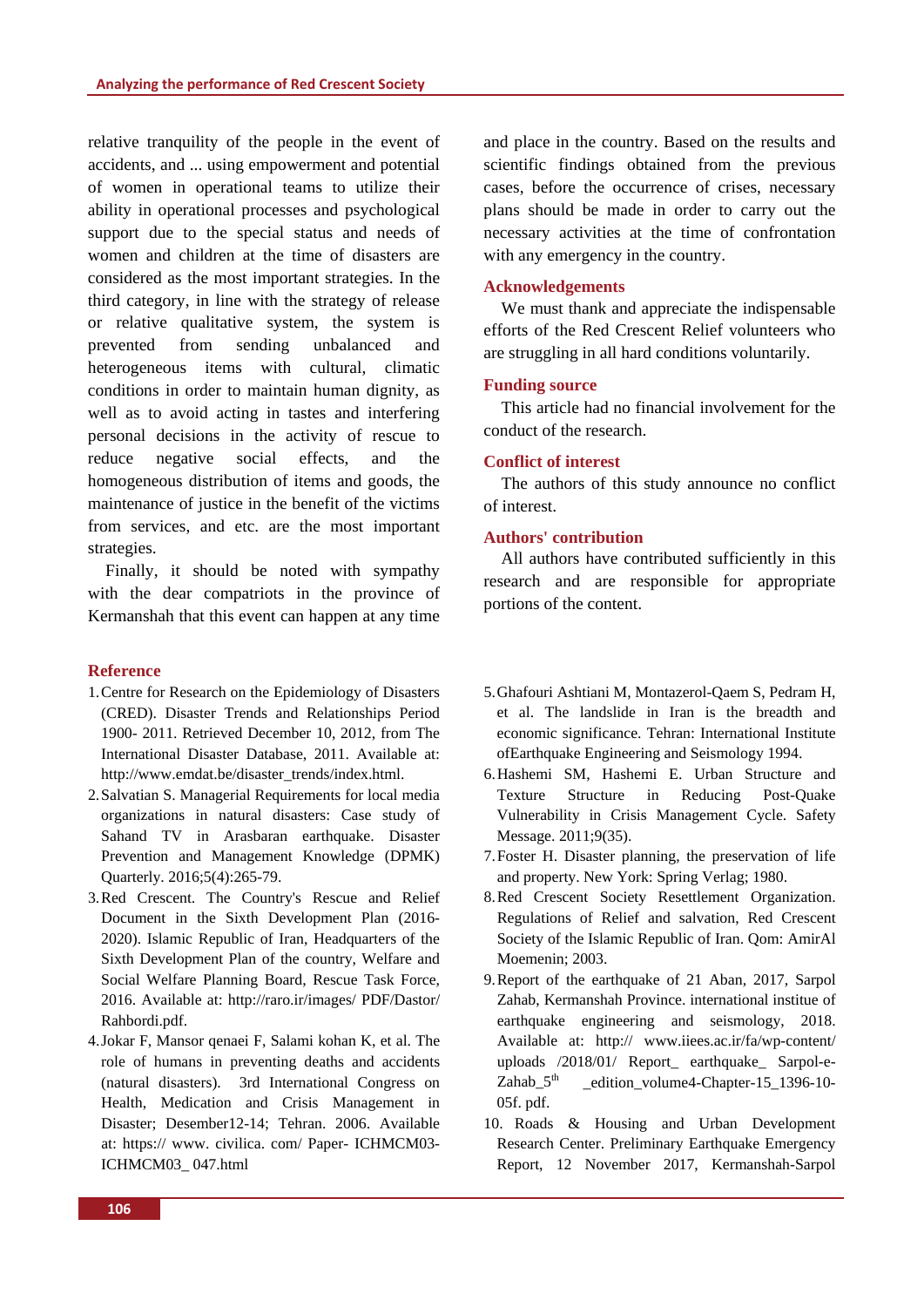relative tranquility of the people in the event of accidents, and ... using empowerment and potential of women in operational teams to utilize their ability in operational processes and psychological support due to the special status and needs of women and children at the time of disasters are considered as the most important strategies. In the third category, in line with the strategy of release or relative qualitative system, the system is prevented from sending unbalanced and heterogeneous items with cultural, climatic conditions in order to maintain human dignity, as well as to avoid acting in tastes and interfering personal decisions in the activity of rescue to reduce negative social effects, and the homogeneous distribution of items and goods, the maintenance of justice in the benefit of the victims from services, and etc. are the most important strategies.

Finally, it should be noted with sympathy with the dear compatriots in the province of Kermanshah that this event can happen at any time and place in the country. Based on the results and scientific findings obtained from the previous cases, before the occurrence of crises, necessary plans should be made in order to carry out the necessary activities at the time of confrontation with any emergency in the country.

## Acknowledgements

We must thank and appreciate the indispensable efforts of the Red Crescent Relief volunteers who are struggling in all hard conditions voluntarily.

## Funding source

This article had no financial involvement for the conduct of the research.

## Conflict of interest

The authors of this study announce no conflict of interest.

## Authors' contribution

All authors have contributed sufficiently in this research and are responsible for appropriate portions of the content.

## Reference

1. Centre for Research on the Epidemiology of Disasters (CRED). Disaster Trends and Relationships Period 1900- 2011. Retrieved December 10, 2012, from The International Disaster Database, 2011. Available at: http://www.emdat.be/disaster_trends/index.html.
2. Salvatian S. Managerial Requirements for local media organizations in natural disasters: Case study of Sahand TV in Arasbaran earthquake. Disaster Prevention and Management Knowledge (DPMK) Quarterly. 2016;5(4):265-79.
3. Red Crescent. The Country's Rescue and Relief Document in the Sixth Development Plan (2016-2020). Islamic Republic of Iran, Headquarters of the Sixth Development Plan of the country, Welfare and Social Welfare Planning Board, Rescue Task Force, 2016. Available at: http://raro.ir/images/ PDF/Dastor/ Rahbordi.pdf.
4. Jokar F, Mansor qenaei F, Salami kohan K, et al. The role of humans in preventing deaths and accidents (natural disasters). 3rd International Congress on Health, Medication and Crisis Management in Disaster; Desember12-14; Tehran. 2006. Available at: https:// www. civilica. com/ Paper- ICHMCM03-ICHMCM03_ 047.html
5. Ghafouri Ashtiani M, Montazerol-Qaem S, Pedram H, et al. The landslide in Iran is the breadth and economic significance. Tehran: International Institute ofEarthquake Engineering and Seismology 1994.
6. Hashemi SM, Hashemi E. Urban Structure and Texture Structure in Reducing Post-Quake Vulnerability in Crisis Management Cycle. Safety Message. 2011;9(35).
7. Foster H. Disaster planning, the preservation of life and property. New York: Spring Verlag; 1980.
8. Red Crescent Society Resettlement Organization. Regulations of Relief and salvation, Red Crescent Society of the Islamic Republic of Iran. Qom: AmirAl Moemenin; 2003.
9. Report of the earthquake of 21 Aban, 2017, Sarpol Zahab, Kermanshah Province. international institue of earthquake engineering and seismology, 2018. Available at: http:// www.iiees.ac.ir/fa/wp-content/ uploads /2018/01/ Report_ earthquake_ Sarpol-e-Zahab_5th _edition_volume4-Chapter-15_1396-10-05f. pdf.
10. Roads & Housing and Urban Development Research Center. Preliminary Earthquake Emergency Report, 12 November 2017, Kermanshah-Sarpol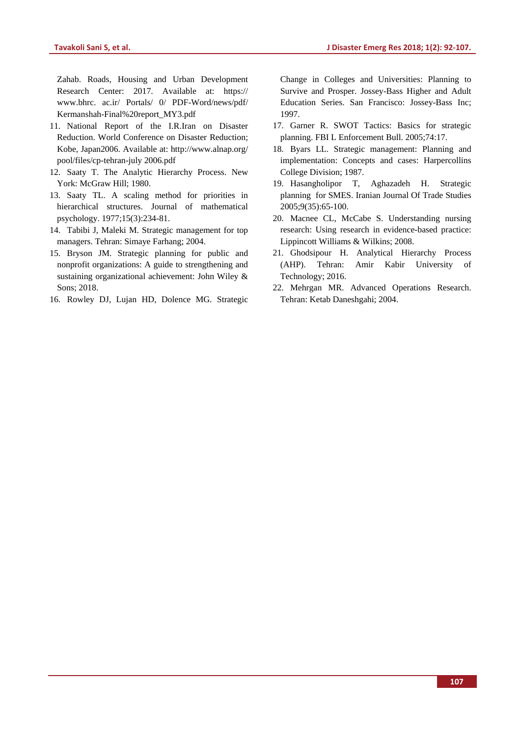Zahab. Roads, Housing and Urban Development Research Center: 2017. Available at: https:// www.bhrc. ac.ir/ Portals/ 0/ PDF-Word/news/pdf/ Kermanshah-Final%20report_MY3.pdf

11. National Report of the I.R.Iran on Disaster Reduction. World Conference on Disaster Reduction; Kobe, Japan2006. Available at: http://www.alnap.org/ pool/files/cp-tehran-july 2006.pdf
12. Saaty T. The Analytic Hierarchy Process. New York: McGraw Hill; 1980.
13. Saaty TL. A scaling method for priorities in hierarchical structures. Journal of mathematical psychology. 1977;15(3):234-81.
14. Tabibi J, Maleki M. Strategic management for top managers. Tehran: Simaye Farhang; 2004.
15. Bryson JM. Strategic planning for public and nonprofit organizations: A guide to strengthening and sustaining organizational achievement: John Wiley & Sons; 2018.
16. Rowley DJ, Lujan HD, Dolence MG. Strategic Change in Colleges and Universities: Planning to Survive and Prosper. Jossey-Bass Higher and Adult Education Series. San Francisco: Jossey-Bass Inc; 1997.
17. Garner R. SWOT Tactics: Basics for strategic planning. FBI L Enforcement Bull. 2005;74:17.
18. Byars LL. Strategic management: Planning and implementation: Concepts and cases: Harpercollins College Division; 1987.
19. Hasangholipor T, Aghazadeh H. Strategic planning for SMES. Iranian Journal Of Trade Studies 2005;9(35):65-100.
20. Macnee CL, McCabe S. Understanding nursing research: Using research in evidence-based practice: Lippincott Williams & Wilkins; 2008.
21. Ghodsipour H. Analytical Hierarchy Process (AHP). Tehran: Amir Kabir University of Technology; 2016.
22. Mehrgan MR. Advanced Operations Research. Tehran: Ketab Daneshgahi; 2004.